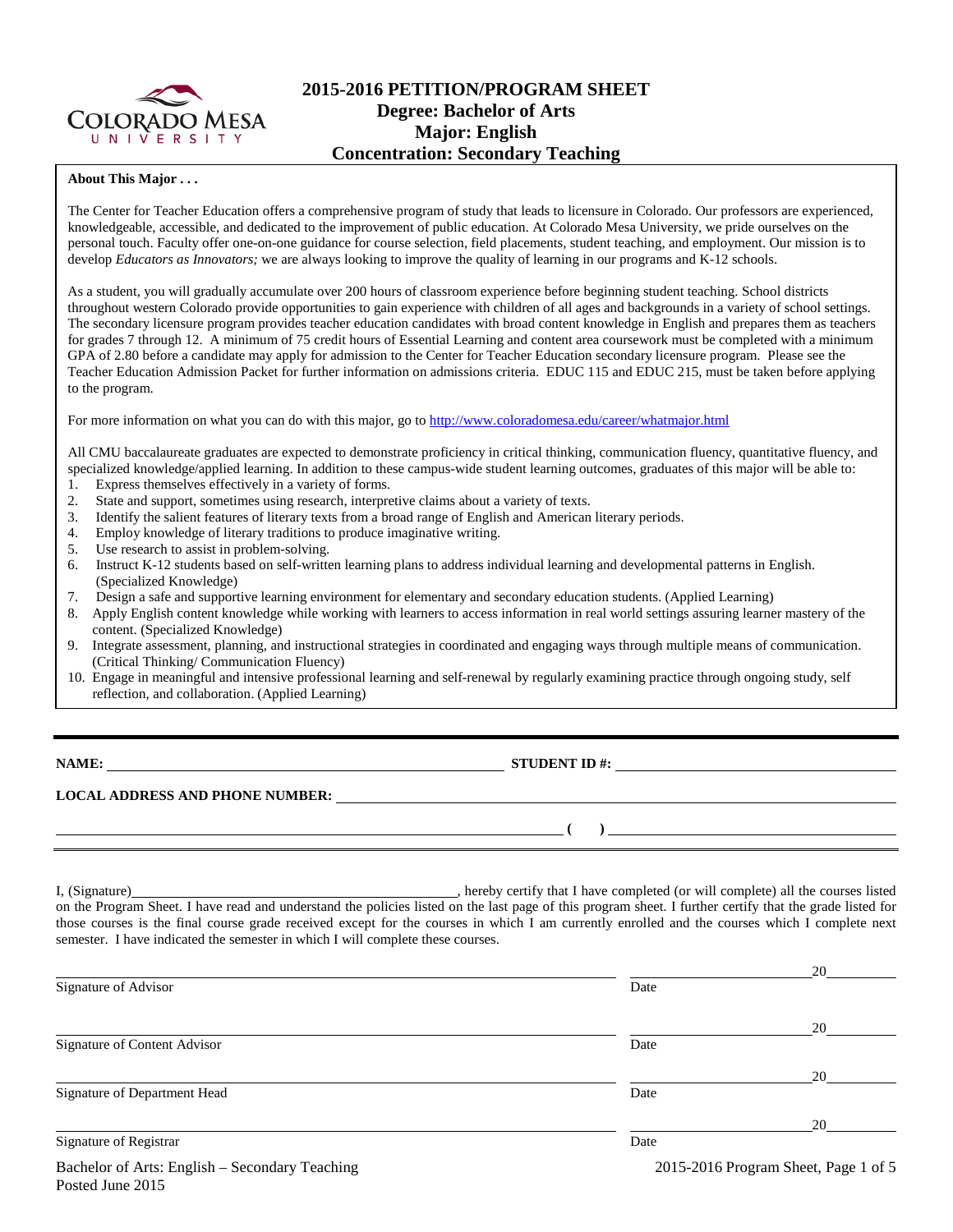# 2015-2016 PETITION/PROGRAM SHEET
## Degree: Bachelor of Arts
## Major: English
## Concentration: Secondary Teaching

**About This Major . . .**

The Center for Teacher Education offers a comprehensive program of study that leads to licensure in Colorado. Our professors are experienced, knowledgeable, accessible, and dedicated to the improvement of public education. At Colorado Mesa University, we pride ourselves on the personal touch. Faculty offer one-on-one guidance for course selection, field placements, student teaching, and employment. Our mission is to develop *Educators as Innovators;* we are always looking to improve the quality of learning in our programs and K-12 schools.

As a student, you will gradually accumulate over 200 hours of classroom experience before beginning student teaching. School districts throughout western Colorado provide opportunities to gain experience with children of all ages and backgrounds in a variety of school settings. The secondary licensure program provides teacher education candidates with broad content knowledge in English and prepares them as teachers for grades 7 through 12. A minimum of 75 credit hours of Essential Learning and content area coursework must be completed with a minimum GPA of 2.80 before a candidate may apply for admission to the Center for Teacher Education secondary licensure program. Please see the Teacher Education Admission Packet for further information on admissions criteria. EDUC 115 and EDUC 215, must be taken before applying to the program.

For more information on what you can do with this major, go to http://www.coloradomesa.edu/career/whatmajor.html

All CMU baccalaureate graduates are expected to demonstrate proficiency in critical thinking, communication fluency, quantitative fluency, and specialized knowledge/applied learning. In addition to these campus-wide student learning outcomes, graduates of this major will be able to:

1. Express themselves effectively in a variety of forms.
2. State and support, sometimes using research, interpretive claims about a variety of texts.
3. Identify the salient features of literary texts from a broad range of English and American literary periods.
4. Employ knowledge of literary traditions to produce imaginative writing.
5. Use research to assist in problem-solving.
6. Instruct K-12 students based on self-written learning plans to address individual learning and developmental patterns in English. (Specialized Knowledge)
7. Design a safe and supportive learning environment for elementary and secondary education students. (Applied Learning)
8. Apply English content knowledge while working with learners to access information in real world settings assuring learner mastery of the content. (Specialized Knowledge)
9. Integrate assessment, planning, and instructional strategies in coordinated and engaging ways through multiple means of communication. (Critical Thinking/ Communication Fluency)
10. Engage in meaningful and intensive professional learning and self-renewal by regularly examining practice through ongoing study, self reflection, and collaboration. (Applied Learning)

---

**NAME:** ______________________ **STUDENT ID #:** ______________________

**LOCAL ADDRESS AND PHONE NUMBER:** ______________________

______________________ **( )** ______________________

I, (Signature)______________________, hereby certify that I have completed (or will complete) all the courses listed on the Program Sheet. I have read and understand the policies listed on the last page of this program sheet. I further certify that the grade listed for those courses is the final course grade received except for the courses in which I am currently enrolled and the courses which I complete next semester. I have indicated the semester in which I will complete these courses.

______________________ Signature of Advisor &nbsp;&nbsp;&nbsp; ______________ Date 20____

______________________ Signature of Content Advisor &nbsp;&nbsp;&nbsp; ______________ Date 20____

______________________ Signature of Department Head &nbsp;&nbsp;&nbsp; ______________ Date 20____

______________________ Signature of Registrar &nbsp;&nbsp;&nbsp; ______________ Date 20____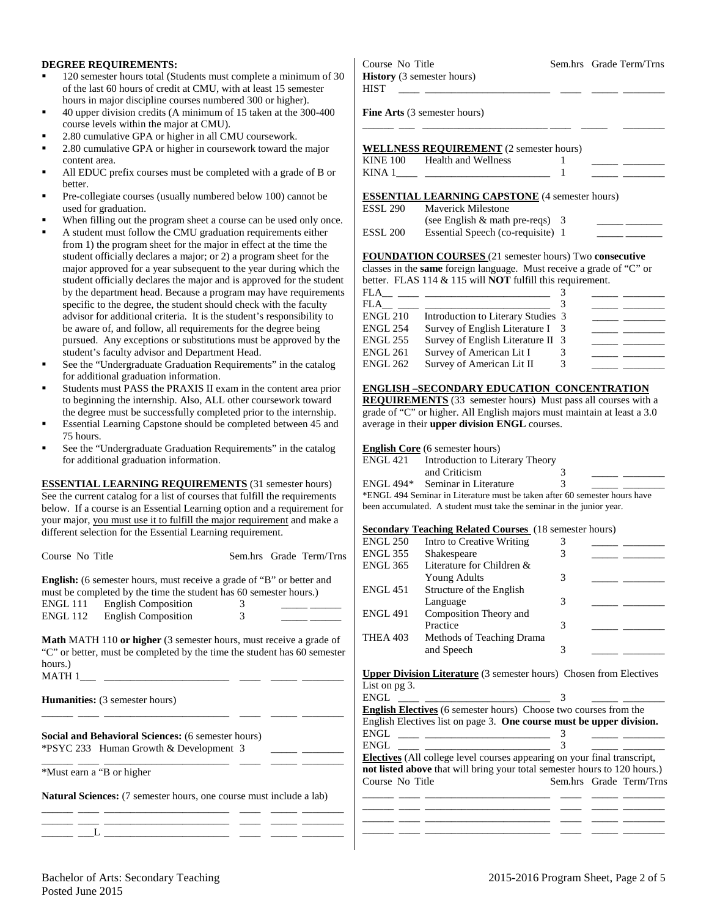**DEGREE REQUIREMENTS:**

- 120 semester hours total (Students must complete a minimum of 30 of the last 60 hours of credit at CMU, with at least 15 semester hours in major discipline courses numbered 300 or higher).
- 40 upper division credits (A minimum of 15 taken at the 300-400 course levels within the major at CMU).
- 2.80 cumulative GPA or higher in all CMU coursework.
- 2.80 cumulative GPA or higher in coursework toward the major content area.
- All EDUC prefix courses must be completed with a grade of B or better.
- Pre-collegiate courses (usually numbered below 100) cannot be used for graduation.
- When filling out the program sheet a course can be used only once.
- A student must follow the CMU graduation requirements either from 1) the program sheet for the major in effect at the time the student officially declares a major; or 2) a program sheet for the major approved for a year subsequent to the year during which the student officially declares the major and is approved for the student by the department head. Because a program may have requirements specific to the degree, the student should check with the faculty advisor for additional criteria. It is the student's responsibility to be aware of, and follow, all requirements for the degree being pursued. Any exceptions or substitutions must be approved by the student's faculty advisor and Department Head.
- See the "Undergraduate Graduation Requirements" in the catalog for additional graduation information.
- Students must PASS the PRAXIS II exam in the content area prior to beginning the internship. Also, ALL other coursework toward the degree must be successfully completed prior to the internship.
- Essential Learning Capstone should be completed between 45 and 75 hours.
- See the "Undergraduate Graduation Requirements" in the catalog for additional graduation information.

**ESSENTIAL LEARNING REQUIREMENTS** (31 semester hours)
See the current catalog for a list of courses that fulfill the requirements below. If a course is an Essential Learning option and a requirement for your major, you must use it to fulfill the major requirement and make a different selection for the Essential Learning requirement.

Course No Title Sem.hrs Grade Term/Trns

**English:** (6 semester hours, must receive a grade of "B" or better and must be completed by the time the student has 60 semester hours.)

| Course No | Title | Sem.hrs | Grade | Term/Trns |
|---|---|---|---|---|
| ENGL 111 | English Composition | 3 | | |
| ENGL 112 | English Composition | 3 | | |

**Math** MATH 110 **or higher** (3 semester hours, must receive a grade of "C" or better, must be completed by the time the student has 60 semester hours.)

| Course No | Title | Sem.hrs | Grade | Term/Trns |
|---|---|---|---|---|
| MATH 1___ | | | | |

**Humanities:** (3 semester hours)

| Course No | Title | Sem.hrs | Grade | Term/Trns |
|---|---|---|---|---|
| | | | | |

**Social and Behavioral Sciences:** (6 semester hours)

| Course No | Title | Sem.hrs | Grade | Term/Trns |
|---|---|---|---|---|
| *PSYC 233 | Human Growth & Development | 3 | | |
| | | | | |

*Must earn a "B or higher

**Natural Sciences:** (7 semester hours, one course must include a lab)

| Course No | Title | Sem.hrs | Grade | Term/Trns |
|---|---|---|---|---|
| | | | | |
| | | | | |
| ___L | | | | |

**History** (3 semester hours)

| Course No | Title | Sem.hrs | Grade | Term/Trns |
|---|---|---|---|---|
| HIST | | | | |

**Fine Arts** (3 semester hours)

| Course No | Title | Sem.hrs | Grade | Term/Trns |
|---|---|---|---|---|
| | | | | |

**WELLNESS REQUIREMENT** (2 semester hours)

| Course No | Title | Sem.hrs | Grade | Term/Trns |
|---|---|---|---|---|
| KINE 100 | Health and Wellness | 1 | | |
| KINA 1____ | | 1 | | |

**ESSENTIAL LEARNING CAPSTONE** (4 semester hours)

| Course No | Title | Sem.hrs | Grade | Term/Trns |
|---|---|---|---|---|
| ESSL 290 | Maverick Milestone (see English & math pre-reqs) | 3 | | |
| ESSL 200 | Essential Speech (co-requisite) | 1 | | |

**FOUNDATION COURSES** (21 semester hours) Two **consecutive** classes in the **same** foreign language. Must receive a grade of "C" or better. FLAS 114 & 115 will **NOT** fulfill this requirement.

| Course No | Title | Sem.hrs | Grade | Term/Trns |
|---|---|---|---|---|
| FLA__ ____ | | 3 | | |
| FLA__ ____ | | 3 | | |
| ENGL 210 | Introduction to Literary Studies | 3 | | |
| ENGL 254 | Survey of English Literature I | 3 | | |
| ENGL 255 | Survey of English Literature II | 3 | | |
| ENGL 261 | Survey of American Lit I | 3 | | |
| ENGL 262 | Survey of American Lit II | 3 | | |

**ENGLISH –SECONDARY EDUCATION CONCENTRATION REQUIREMENTS** (33 semester hours) Must pass all courses with a grade of "C" or higher. All English majors must maintain at least a 3.0 average in their **upper division ENGL** courses.

**English Core** (6 semester hours)

| Course No | Title | Sem.hrs | Grade | Term/Trns |
|---|---|---|---|---|
| ENGL 421 | Introduction to Literary Theory and Criticism | 3 | | |
| ENGL 494* | Seminar in Literature | 3 | | |

*ENGL 494 Seminar in Literature must be taken after 60 semester hours have been accumulated. A student must take the seminar in the junior year.

**Secondary Teaching Related Courses** (18 semester hours)

| Course No | Title | Sem.hrs | Grade | Term/Trns |
|---|---|---|---|---|
| ENGL 250 | Intro to Creative Writing | 3 | | |
| ENGL 355 | Shakespeare | 3 | | |
| ENGL 365 | Literature for Children & Young Adults | 3 | | |
| ENGL 451 | Structure of the English Language | 3 | | |
| ENGL 491 | Composition Theory and Practice | 3 | | |
| THEA 403 | Methods of Teaching Drama and Speech | 3 | | |

**Upper Division Literature** (3 semester hours) Chosen from Electives List on pg 3.

| Course No | Title | Sem.hrs | Grade | Term/Trns |
|---|---|---|---|---|
| ENGL ____ | | 3 | | |

**English Electives** (6 semester hours) Choose two courses from the English Electives list on page 3. **One course must be upper division.**

| Course No | Title | Sem.hrs | Grade | Term/Trns |
|---|---|---|---|---|
| ENGL ____ | | 3 | | |
| ENGL ____ | | 3 | | |

**Electives** (All college level courses appearing on your final transcript, **not listed above** that will bring your total semester hours to 120 hours.)

| Course No | Title | Sem.hrs | Grade | Term/Trns |
|---|---|---|---|---|
| | | | | |
| | | | | |
| | | | | |

Bachelor of Arts: Secondary Teaching
Posted June 2015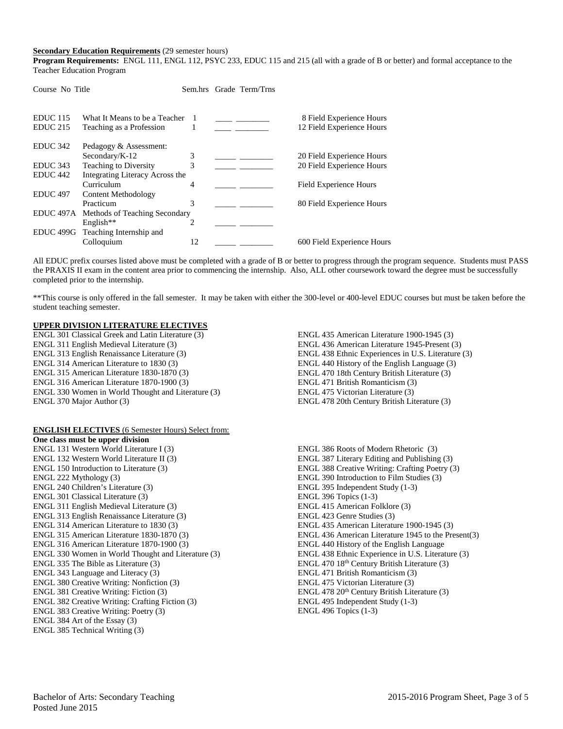**Secondary Education Requirements** (29 semester hours)
**Program Requirements:** ENGL 111, ENGL 112, PSYC 233, EDUC 115 and 215 (all with a grade of B or better) and formal acceptance to the Teacher Education Program

| Course No | Title | Sem.hrs | Grade | Term/Trns | |
|---|---|---|---|---|---|
| EDUC 115 | What It Means to be a Teacher | 1 | ____ | ________ | 8 Field Experience Hours |
| EDUC 215 | Teaching as a Profession | 1 | ____ | ________ | 12 Field Experience Hours |
| EDUC 342 | Pedagogy & Assessment: Secondary/K-12 | 3 | _____ | ________ | 20 Field Experience Hours |
| EDUC 343 | Teaching to Diversity | 3 | _____ | ________ | 20 Field Experience Hours |
| EDUC 442 | Integrating Literacy Across the Curriculum | 4 | _____ | ________ | Field Experience Hours |
| EDUC 497 | Content Methodology Practicum | 3 | _____ | ________ | 80 Field Experience Hours |
| EDUC 497A | Methods of Teaching Secondary English** | 2 | _____ | ________ | |
| EDUC 499G | Teaching Internship and Colloquium | 12 | _____ | ________ | 600 Field Experience Hours |

All EDUC prefix courses listed above must be completed with a grade of B or better to progress through the program sequence. Students must PASS the PRAXIS II exam in the content area prior to commencing the internship. Also, ALL other coursework toward the degree must be successfully completed prior to the internship.

**This course is only offered in the fall semester. It may be taken with either the 300-level or 400-level EDUC courses but must be taken before the student teaching semester.

**UPPER DIVISION LITERATURE ELECTIVES**

ENGL 301 Classical Greek and Latin Literature (3)
ENGL 311 English Medieval Literature (3)
ENGL 313 English Renaissance Literature (3)
ENGL 314 American Literature to 1830 (3)
ENGL 315 American Literature 1830-1870 (3)
ENGL 316 American Literature 1870-1900 (3)
ENGL 330 Women in World Thought and Literature (3)
ENGL 370 Major Author (3)
ENGL 435 American Literature 1900-1945 (3)
ENGL 436 American Literature 1945-Present (3)
ENGL 438 Ethnic Experiences in U.S. Literature (3)
ENGL 440 History of the English Language (3)
ENGL 470 18th Century British Literature (3)
ENGL 471 British Romanticism (3)
ENGL 475 Victorian Literature (3)
ENGL 478 20th Century British Literature (3)

**ENGLISH ELECTIVES** (6 Semester Hours) Select from:
**One class must be upper division**

ENGL 131 Western World Literature I (3)
ENGL 132 Western World Literature II (3)
ENGL 150 Introduction to Literature (3)
ENGL 222 Mythology (3)
ENGL 240 Children's Literature (3)
ENGL 301 Classical Literature (3)
ENGL 311 English Medieval Literature (3)
ENGL 313 English Renaissance Literature (3)
ENGL 314 American Literature to 1830 (3)
ENGL 315 American Literature 1830-1870 (3)
ENGL 316 American Literature 1870-1900 (3)
ENGL 330 Women in World Thought and Literature (3)
ENGL 335 The Bible as Literature (3)
ENGL 343 Language and Literacy (3)
ENGL 380 Creative Writing: Nonfiction (3)
ENGL 381 Creative Writing: Fiction (3)
ENGL 382 Creative Writing: Crafting Fiction (3)
ENGL 383 Creative Writing: Poetry (3)
ENGL 384 Art of the Essay (3)
ENGL 385 Technical Writing (3)
ENGL 386 Roots of Modern Rhetoric (3)
ENGL 387 Literary Editing and Publishing (3)
ENGL 388 Creative Writing: Crafting Poetry (3)
ENGL 390 Introduction to Film Studies (3)
ENGL 395 Independent Study (1-3)
ENGL 396 Topics (1-3)
ENGL 415 American Folklore (3)
ENGL 423 Genre Studies (3)
ENGL 435 American Literature 1900-1945 (3)
ENGL 436 American Literature 1945 to the Present(3)
ENGL 440 History of the English Language
ENGL 438 Ethnic Experience in U.S. Literature (3)
ENGL 470 18th Century British Literature (3)
ENGL 471 British Romanticism (3)
ENGL 475 Victorian Literature (3)
ENGL 478 20th Century British Literature (3)
ENGL 495 Independent Study (1-3)
ENGL 496 Topics (1-3)

Bachelor of Arts: Secondary Teaching
Posted June 2015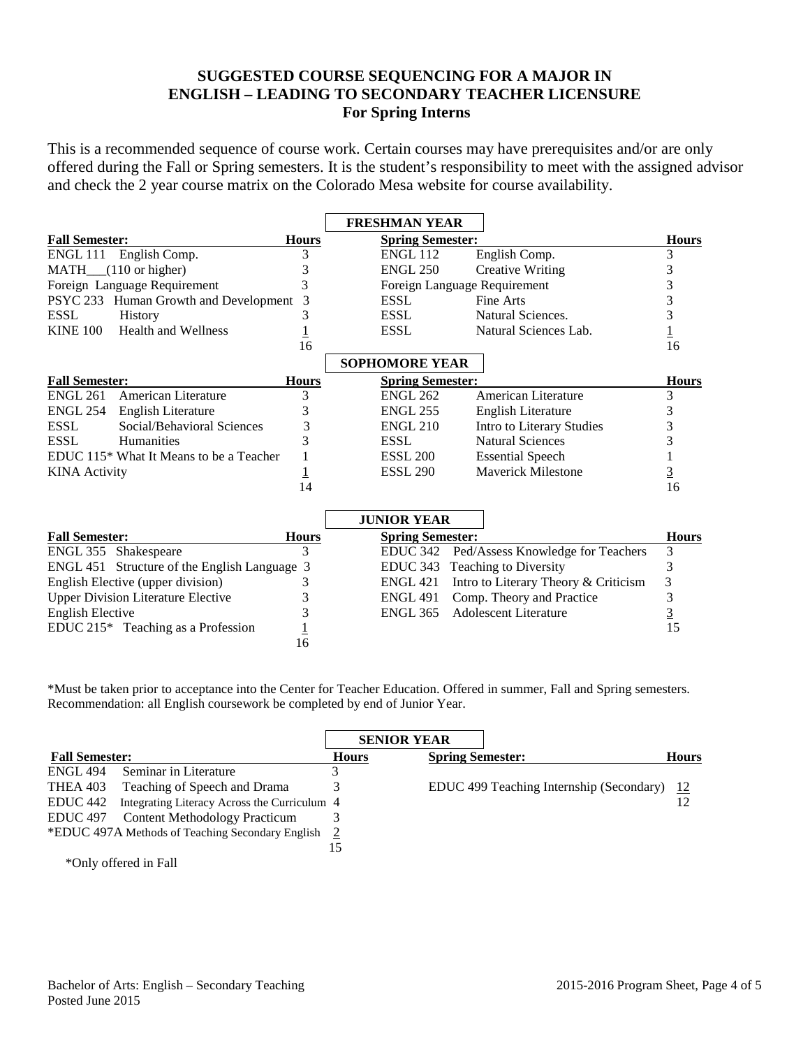## SUGGESTED COURSE SEQUENCING FOR A MAJOR IN ENGLISH – LEADING TO SECONDARY TEACHER LICENSURE
### For Spring Interns

This is a recommended sequence of course work. Certain courses may have prerequisites and/or are only offered during the Fall or Spring semesters. It is the student's responsibility to meet with the assigned advisor and check the 2 year course matrix on the Colorado Mesa website for course availability.

### FRESHMAN YEAR

| Fall Semester: | | Hours | Spring Semester: | | Hours |
|---|---|---|---|---|---|
| ENGL 111 | English Comp. | 3 | ENGL 112 | English Comp. | 3 |
| MATH___(110 or higher) | | 3 | ENGL 250 | Creative Writing | 3 |
| Foreign Language Requirement | | 3 | Foreign Language Requirement | | 3 |
| PSYC 233 | Human Growth and Development | 3 | ESSL | Fine Arts | 3 |
| ESSL | History | 3 | ESSL | Natural Sciences. | 3 |
| KINE 100 | Health and Wellness | 1 | ESSL | Natural Sciences Lab. | 1 |
| | | 16 | | | 16 |

### SOPHOMORE YEAR

| Fall Semester: | | Hours | Spring Semester: | | Hours |
|---|---|---|---|---|---|
| ENGL 261 | American Literature | 3 | ENGL 262 | American Literature | 3 |
| ENGL 254 | English Literature | 3 | ENGL 255 | English Literature | 3 |
| ESSL | Social/Behavioral Sciences | 3 | ENGL 210 | Intro to Literary Studies | 3 |
| ESSL | Humanities | 3 | ESSL | Natural Sciences | 3 |
| EDUC 115* | What It Means to be a Teacher | 1 | ESSL 200 | Essential Speech | 1 |
| KINA Activity | | 1 | ESSL 290 | Maverick Milestone | 3 |
| | | 14 | | | 16 |

### JUNIOR YEAR

| Fall Semester: | | Hours | Spring Semester: | | Hours |
|---|---|---|---|---|---|
| ENGL 355 | Shakespeare | 3 | EDUC 342 | Ped/Assess Knowledge for Teachers | 3 |
| ENGL 451 | Structure of the English Language | 3 | EDUC 343 | Teaching to Diversity | 3 |
| English Elective (upper division) | | 3 | ENGL 421 | Intro to Literary Theory & Criticism | 3 |
| Upper Division Literature Elective | | 3 | ENGL 491 | Comp. Theory and Practice | 3 |
| English Elective | | 3 | ENGL 365 | Adolescent Literature | 3 |
| EDUC 215* | Teaching as a Profession | 1 | | | 15 |
| | | 16 | | | |

*Must be taken prior to acceptance into the Center for Teacher Education. Offered in summer, Fall and Spring semesters. Recommendation: all English coursework be completed by end of Junior Year.

### SENIOR YEAR

| Fall Semester: | | Hours | Spring Semester: | Hours |
|---|---|---|---|---|
| ENGL 494 | Seminar in Literature | 3 | | |
| THEA 403 | Teaching of Speech and Drama | 3 | EDUC 499 Teaching Internship (Secondary) | 12 |
| EDUC 442 | Integrating Literacy Across the Curriculum | 4 | | 12 |
| EDUC 497 | Content Methodology Practicum | 3 | | |
| *EDUC 497A | Methods of Teaching Secondary English | 2 | | |
| | | 15 | | |

*Only offered in Fall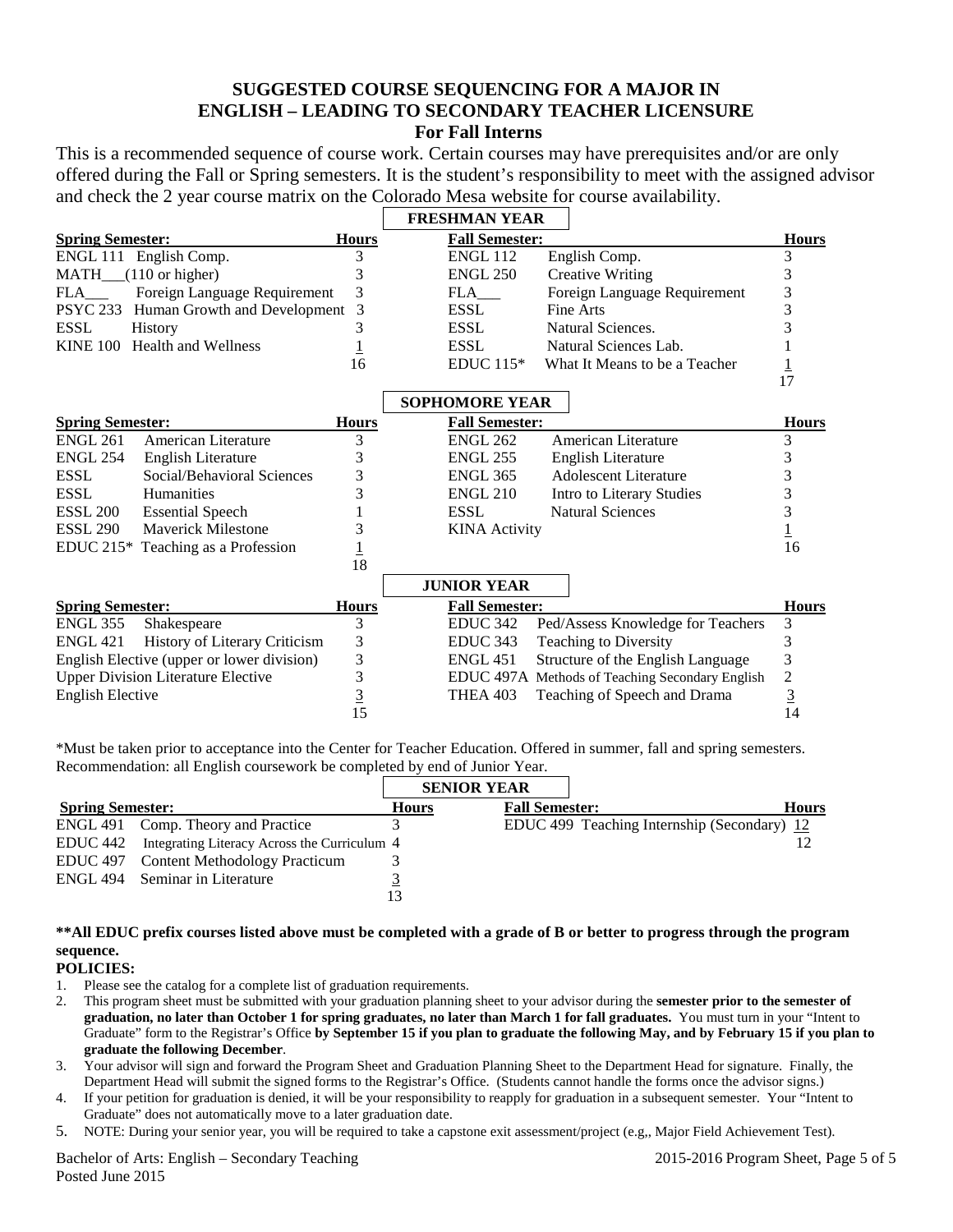## SUGGESTED COURSE SEQUENCING FOR A MAJOR IN ENGLISH – LEADING TO SECONDARY TEACHER LICENSURE
### For Fall Interns

This is a recommended sequence of course work. Certain courses may have prerequisites and/or are only offered during the Fall or Spring semesters. It is the student's responsibility to meet with the assigned advisor and check the 2 year course matrix on the Colorado Mesa website for course availability.

### FRESHMAN YEAR

| Spring Semester: | | Hours | Fall Semester: | | Hours |
|---|---|---|---|---|---|
| ENGL 111 | English Comp. | 3 | ENGL 112 | English Comp. | 3 |
| MATH___ | (110 or higher) | 3 | ENGL 250 | Creative Writing | 3 |
| FLA___ | Foreign Language Requirement | 3 | FLA___ | Foreign Language Requirement | 3 |
| PSYC 233 | Human Growth and Development | 3 | ESSL | Fine Arts | 3 |
| ESSL | History | 3 | ESSL | Natural Sciences. | 3 |
| KINE 100 | Health and Wellness | 1 | ESSL | Natural Sciences Lab. | 1 |
| | | 16 | EDUC 115* | What It Means to be a Teacher | 1 |
| | | | | | 17 |

### SOPHOMORE YEAR

| Spring Semester: | | Hours | Fall Semester: | | Hours |
|---|---|---|---|---|---|
| ENGL 261 | American Literature | 3 | ENGL 262 | American Literature | 3 |
| ENGL 254 | English Literature | 3 | ENGL 255 | English Literature | 3 |
| ESSL | Social/Behavioral Sciences | 3 | ENGL 365 | Adolescent Literature | 3 |
| ESSL | Humanities | 3 | ENGL 210 | Intro to Literary Studies | 3 |
| ESSL 200 | Essential Speech | 1 | ESSL | Natural Sciences | 3 |
| ESSL 290 | Maverick Milestone | 3 | KINA Activity | | 1 |
| EDUC 215* | Teaching as a Profession | 1 | | | 16 |
| | | 18 | | | |

### JUNIOR YEAR

| Spring Semester: | | Hours | Fall Semester: | | Hours |
|---|---|---|---|---|---|
| ENGL 355 | Shakespeare | 3 | EDUC 342 | Ped/Assess Knowledge for Teachers | 3 |
| ENGL 421 | History of Literary Criticism | 3 | EDUC 343 | Teaching to Diversity | 3 |
| English Elective (upper or lower division) | | 3 | ENGL 451 | Structure of the English Language | 3 |
| Upper Division Literature Elective | | 3 | EDUC 497A | Methods of Teaching Secondary English | 2 |
| English Elective | | 3 | THEA 403 | Teaching of Speech and Drama | 3 |
| | | 15 | | | 14 |

*Must be taken prior to acceptance into the Center for Teacher Education. Offered in summer, fall and spring semesters. Recommendation: all English coursework be completed by end of Junior Year.

### SENIOR YEAR

| Spring Semester: | | Hours | Fall Semester: | | Hours |
|---|---|---|---|---|---|
| ENGL 491 | Comp. Theory and Practice | 3 | EDUC 499 | Teaching Internship (Secondary) | 12 |
| EDUC 442 | Integrating Literacy Across the Curriculum | 4 | | | 12 |
| EDUC 497 | Content Methodology Practicum | 3 | | | |
| ENGL 494 | Seminar in Literature | 3 | | | |
| | | 13 | | | |

**\*\*All EDUC prefix courses listed above must be completed with a grade of B or better to progress through the program sequence.**

**POLICIES:**

1. Please see the catalog for a complete list of graduation requirements.
2. This program sheet must be submitted with your graduation planning sheet to your advisor during the **semester prior to the semester of graduation, no later than October 1 for spring graduates, no later than March 1 for fall graduates.** You must turn in your "Intent to Graduate" form to the Registrar's Office **by September 15 if you plan to graduate the following May, and by February 15 if you plan to graduate the following December**.
3. Your advisor will sign and forward the Program Sheet and Graduation Planning Sheet to the Department Head for signature. Finally, the Department Head will submit the signed forms to the Registrar's Office. (Students cannot handle the forms once the advisor signs.)
4. If your petition for graduation is denied, it will be your responsibility to reapply for graduation in a subsequent semester. Your "Intent to Graduate" does not automatically move to a later graduation date.
5. NOTE: During your senior year, you will be required to take a capstone exit assessment/project (e.g,, Major Field Achievement Test).

Bachelor of Arts: English – Secondary Teaching
Posted June 2015